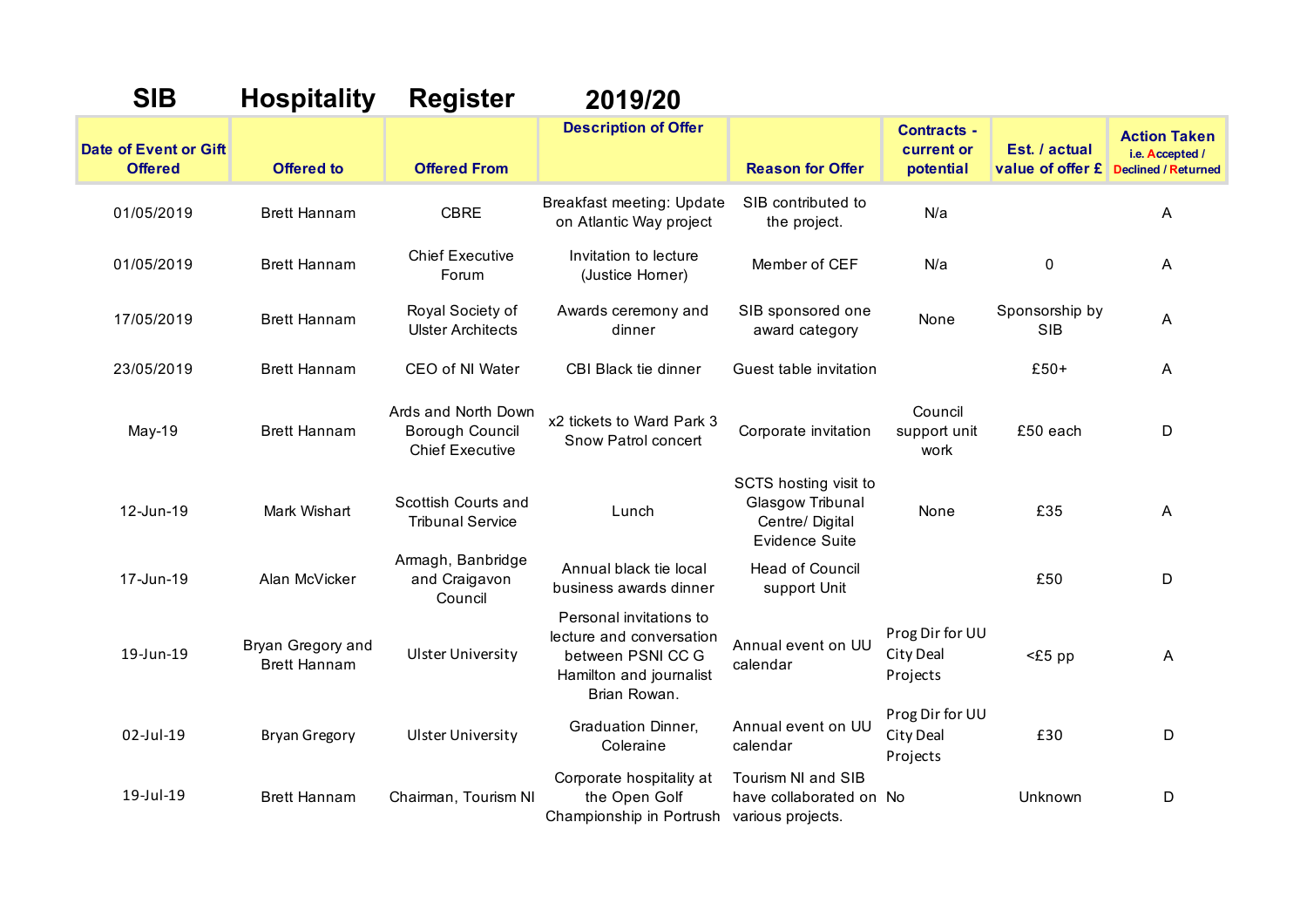# SIB Hospitality Register 2019/20

| Date of Event or Gift Offered | Offered to | Offered From | Description of Offer | Reason for Offer | Contracts - current or potential | Est. / actual value of offer £ | Action Taken i.e. Accepted / Declined / Returned |
|---|---|---|---|---|---|---|---|
| 01/05/2019 | Brett Hannam | CBRE | Breakfast meeting: Update on Atlantic Way project | SIB contributed to the project. | N/a | | A |
| 01/05/2019 | Brett Hannam | Chief Executive Forum | Invitation to lecture (Justice Horner) | Member of CEF | N/a | 0 | A |
| 17/05/2019 | Brett Hannam | Royal Society of Ulster Architects | Awards ceremony and dinner | SIB sponsored one award category | None | Sponsorship by SIB | A |
| 23/05/2019 | Brett Hannam | CEO of NI Water | CBI Black tie dinner | Guest table invitation | | £50+ | A |
| May-19 | Brett Hannam | Ards and North Down Borough Council Chief Executive | x2 tickets to Ward Park 3 Snow Patrol concert | Corporate invitation | Council support unit work | £50 each | D |
| 12-Jun-19 | Mark Wishart | Scottish Courts and Tribunal Service | Lunch | SCTS hosting visit to Glasgow Tribunal Centre/ Digital Evidence Suite | None | £35 | A |
| 17-Jun-19 | Alan McVicker | Armagh, Banbridge and Craigavon Council | Annual black tie local business awards dinner | Head of Council support Unit | | £50 | D |
| 19-Jun-19 | Bryan Gregory and Brett Hannam | Ulster University | Personal invitations to lecture and conversation between PSNI CC G Hamilton and journalist Brian Rowan. | Annual event on UU calendar | Prog Dir for UU City Deal Projects | <£5 pp | A |
| 02-Jul-19 | Bryan Gregory | Ulster University | Graduation Dinner, Coleraine | Annual event on UU calendar | Prog Dir for UU City Deal Projects | £30 | D |
| 19-Jul-19 | Brett Hannam | Chairman, Tourism NI | Corporate hospitality at the Open Golf Championship in Portrush | Tourism NI and SIB have collaborated on various projects. | No | Unknown | D |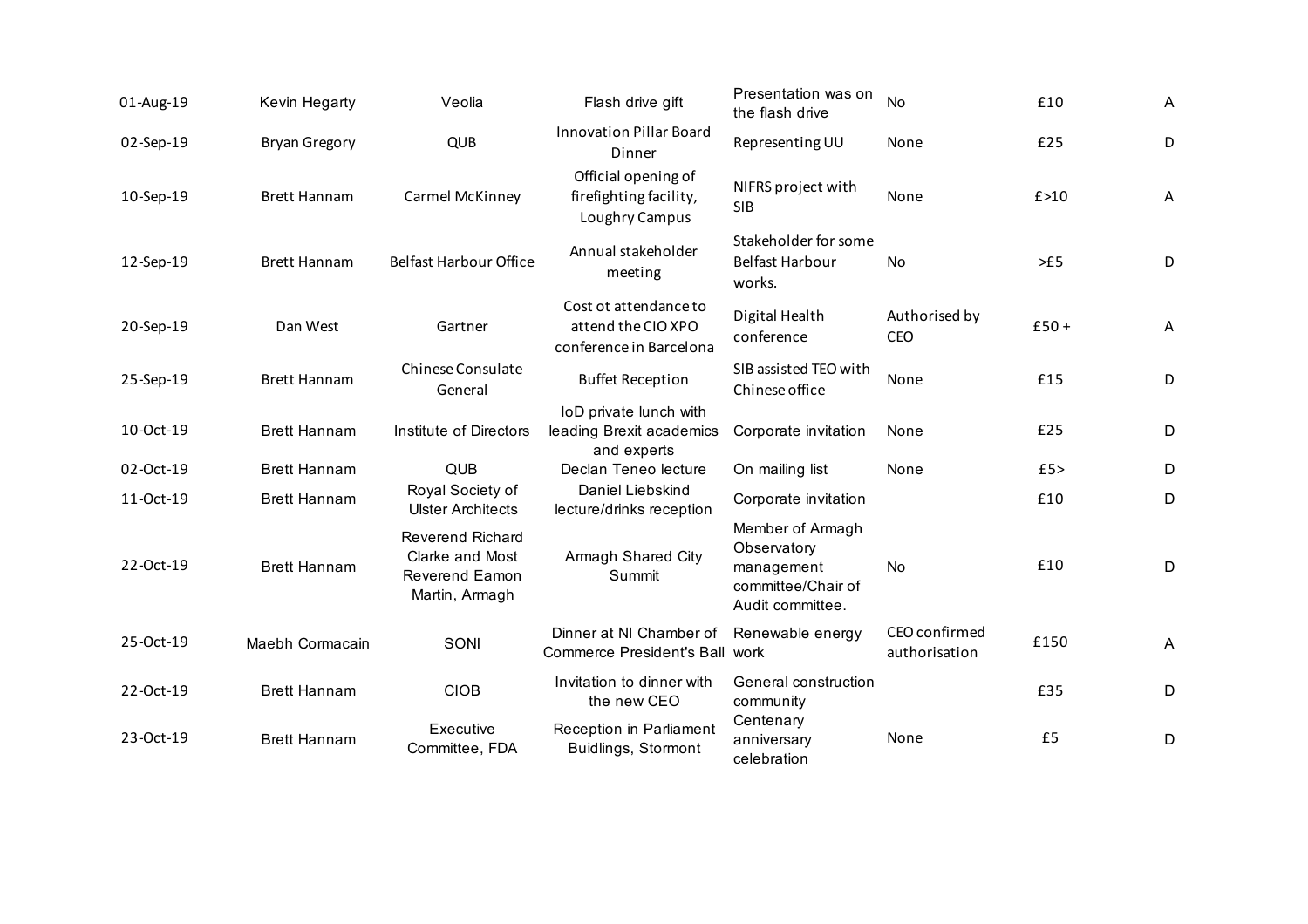| | | | | | | | |
|---|---|---|---|---|---|---|---|
| 01-Aug-19 | Kevin Hegarty | Veolia | Flash drive gift | Presentation was on the flash drive | No | £10 | A |
| 02-Sep-19 | Bryan Gregory | QUB | Innovation Pillar Board Dinner | Representing UU | None | £25 | D |
| 10-Sep-19 | Brett Hannam | Carmel McKinney | Official opening of firefighting facility, Loughry Campus | NIFRS project with SIB | None | £>10 | A |
| 12-Sep-19 | Brett Hannam | Belfast Harbour Office | Annual stakeholder meeting | Stakeholder for some Belfast Harbour works. | No | >£5 | D |
| 20-Sep-19 | Dan West | Gartner | Cost ot attendance to attend the CIO XPO conference in Barcelona | Digital Health conference | Authorised by CEO | £50 + | A |
| 25-Sep-19 | Brett Hannam | Chinese Consulate General | Buffet Reception | SIB assisted TEO with Chinese office | None | £15 | D |
| 10-Oct-19 | Brett Hannam | Institute of Directors | IoD private lunch with leading Brexit academics and experts | Corporate invitation | None | £25 | D |
| 02-Oct-19 | Brett Hannam | QUB | Declan Teneo lecture | On mailing list | None | £5> | D |
| 11-Oct-19 | Brett Hannam | Royal Society of Ulster Architects | Daniel Liebskind lecture/drinks reception | Corporate invitation | | £10 | D |
| 22-Oct-19 | Brett Hannam | Reverend Richard Clarke and Most Reverend Eamon Martin, Armagh | Armagh Shared City Summit | Member of Armagh Observatory management committee/Chair of Audit committee. | No | £10 | D |
| 25-Oct-19 | Maebh Cormacain | SONI | Dinner at NI Chamber of Commerce President's Ball | Renewable energy work | CEO confirmed authorisation | £150 | A |
| 22-Oct-19 | Brett Hannam | CIOB | Invitation to dinner with the new CEO | General construction community | | £35 | D |
| 23-Oct-19 | Brett Hannam | Executive Committee, FDA | Reception in Parliament Buidlings, Stormont | Centenary anniversary celebration | None | £5 | D |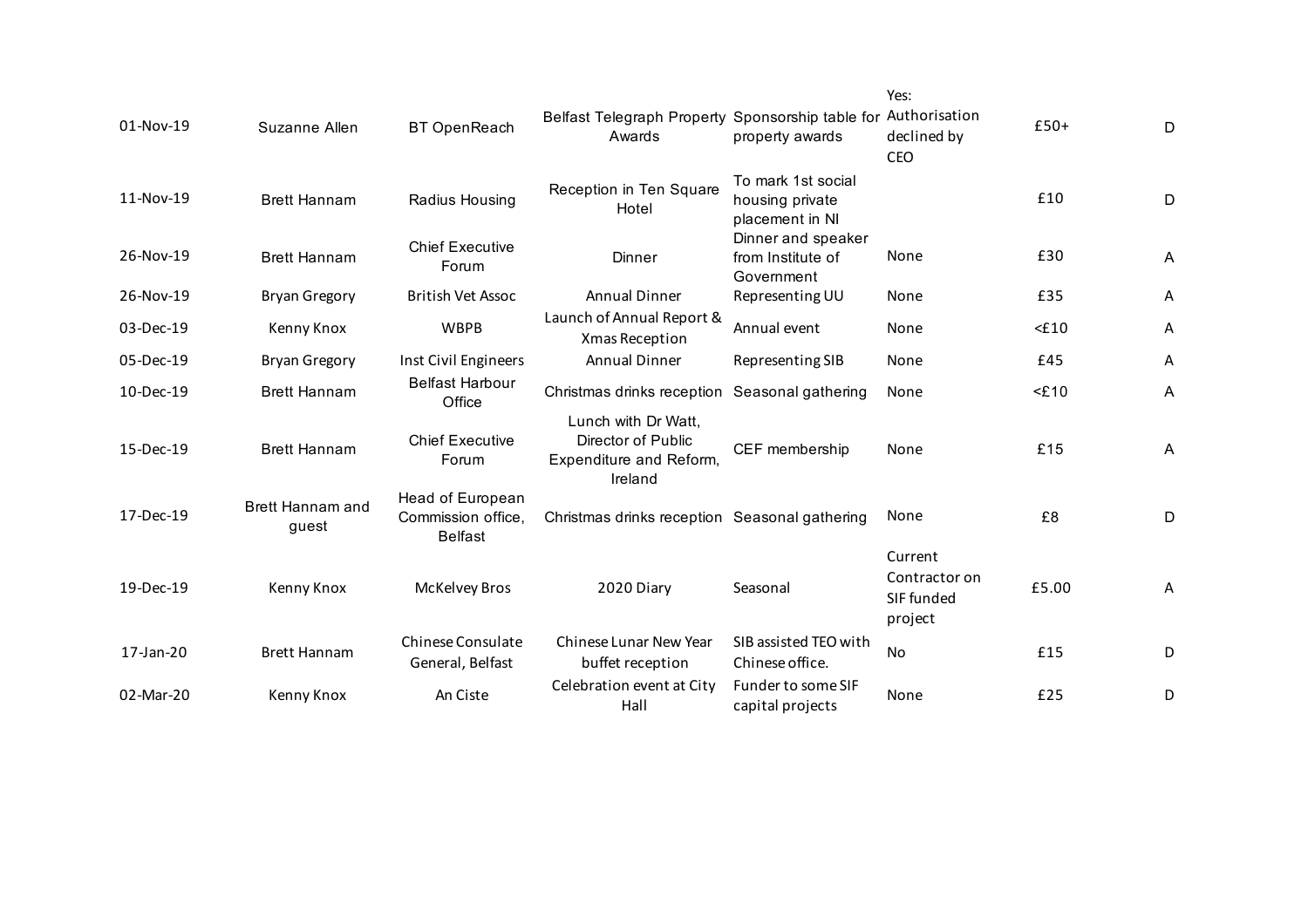| | | | | | | | |
|---|---|---|---|---|---|---|---|
| 01-Nov-19 | Suzanne Allen | BT OpenReach | Belfast Telegraph Property Awards | Sponsorship table for property awards | Yes: Authorisation declined by CEO | £50+ | D |
| 11-Nov-19 | Brett Hannam | Radius Housing | Reception in Ten Square Hotel | To mark 1st social housing private placement in NI | | £10 | D |
| 26-Nov-19 | Brett Hannam | Chief Executive Forum | Dinner | Dinner and speaker from Institute of Government | None | £30 | A |
| 26-Nov-19 | Bryan Gregory | British Vet Assoc | Annual Dinner | Representing UU | None | £35 | A |
| 03-Dec-19 | Kenny Knox | WBPB | Launch of Annual Report & Xmas Reception | Annual event | None | <£10 | A |
| 05-Dec-19 | Bryan Gregory | Inst Civil Engineers | Annual Dinner | Representing SIB | None | £45 | A |
| 10-Dec-19 | Brett Hannam | Belfast Harbour Office | Christmas drinks reception | Seasonal gathering | None | <£10 | A |
| 15-Dec-19 | Brett Hannam | Chief Executive Forum | Lunch with Dr Watt, Director of Public Expenditure and Reform, Ireland | CEF membership | None | £15 | A |
| 17-Dec-19 | Brett Hannam and guest | Head of European Commission office, Belfast | Christmas drinks reception | Seasonal gathering | None | £8 | D |
| 19-Dec-19 | Kenny Knox | McKelvey Bros | 2020 Diary | Seasonal | Current Contractor on SIF funded project | £5.00 | A |
| 17-Jan-20 | Brett Hannam | Chinese Consulate General, Belfast | Chinese Lunar New Year buffet reception | SIB assisted TEO with Chinese office. | No | £15 | D |
| 02-Mar-20 | Kenny Knox | An Ciste | Celebration event at City Hall | Funder to some SIF capital projects | None | £25 | D |